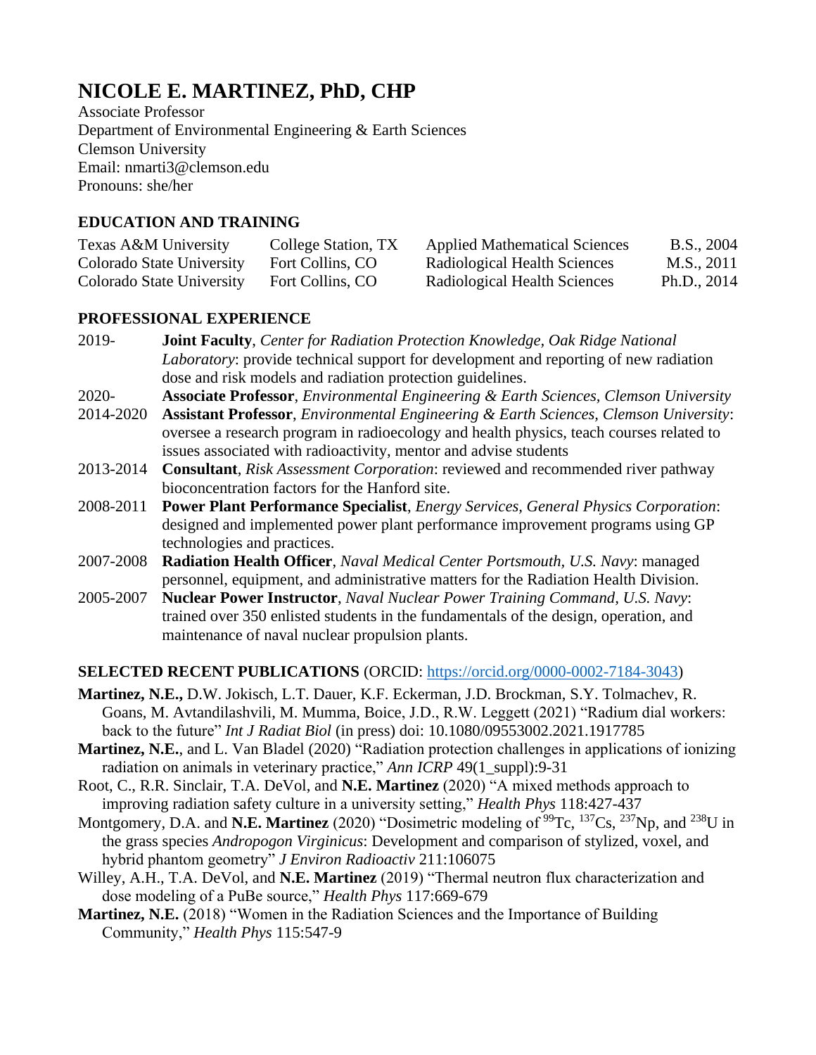# NICOLE E. MARTINEZ, PhD, CHP

Associate Professor
Department of Environmental Engineering & Earth Sciences
Clemson University
Email: nmarti3@clemson.edu
Pronouns: she/her

## EDUCATION AND TRAINING

| | | | |
|---|---|---|---|
| Texas A&M University | College Station, TX | Applied Mathematical Sciences | B.S., 2004 |
| Colorado State University | Fort Collins, CO | Radiological Health Sciences | M.S., 2011 |
| Colorado State University | Fort Collins, CO | Radiological Health Sciences | Ph.D., 2014 |

## PROFESSIONAL EXPERIENCE

- 2019- **Joint Faculty**, *Center for Radiation Protection Knowledge, Oak Ridge National Laboratory*: provide technical support for development and reporting of new radiation dose and risk models and radiation protection guidelines.
- 2020- **Associate Professor**, *Environmental Engineering & Earth Sciences, Clemson University*
- 2014-2020 **Assistant Professor**, *Environmental Engineering & Earth Sciences, Clemson University*: oversee a research program in radioecology and health physics, teach courses related to issues associated with radioactivity, mentor and advise students
- 2013-2014 **Consultant**, *Risk Assessment Corporation*: reviewed and recommended river pathway bioconcentration factors for the Hanford site.
- 2008-2011 **Power Plant Performance Specialist**, *Energy Services, General Physics Corporation*: designed and implemented power plant performance improvement programs using GP technologies and practices.
- 2007-2008 **Radiation Health Officer**, *Naval Medical Center Portsmouth, U.S. Navy*: managed personnel, equipment, and administrative matters for the Radiation Health Division.
- 2005-2007 **Nuclear Power Instructor**, *Naval Nuclear Power Training Command, U.S. Navy*: trained over 350 enlisted students in the fundamentals of the design, operation, and maintenance of naval nuclear propulsion plants.

## SELECTED RECENT PUBLICATIONS (ORCID: https://orcid.org/0000-0002-7184-3043)

**Martinez, N.E.,** D.W. Jokisch, L.T. Dauer, K.F. Eckerman, J.D. Brockman, S.Y. Tolmachev, R. Goans, M. Avtandilashvili, M. Mumma, Boice, J.D., R.W. Leggett (2021) "Radium dial workers: back to the future" *Int J Radiat Biol* (in press) doi: 10.1080/09553002.2021.1917785

**Martinez, N.E.**, and L. Van Bladel (2020) "Radiation protection challenges in applications of ionizing radiation on animals in veterinary practice," *Ann ICRP* 49(1_suppl):9-31

Root, C., R.R. Sinclair, T.A. DeVol, and **N.E. Martinez** (2020) "A mixed methods approach to improving radiation safety culture in a university setting," *Health Phys* 118:427-437

Montgomery, D.A. and **N.E. Martinez** (2020) "Dosimetric modeling of $^{99}$Tc, $^{137}$Cs, $^{237}$Np, and $^{238}$U in the grass species *Andropogon Virginicus*: Development and comparison of stylized, voxel, and hybrid phantom geometry" *J Environ Radioactiv* 211:106075

Willey, A.H., T.A. DeVol, and **N.E. Martinez** (2019) "Thermal neutron flux characterization and dose modeling of a PuBe source," *Health Phys* 117:669-679

**Martinez, N.E.** (2018) "Women in the Radiation Sciences and the Importance of Building Community," *Health Phys* 115:547-9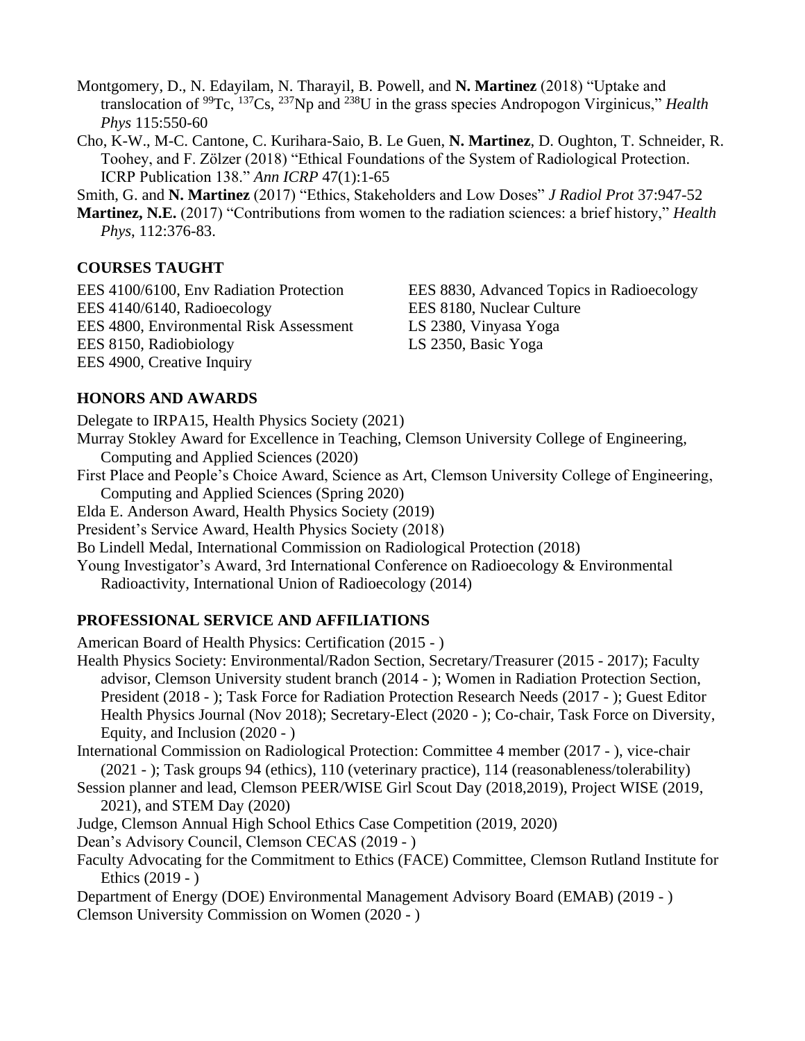Montgomery, D., N. Edayilam, N. Tharayil, B. Powell, and **N. Martinez** (2018) "Uptake and translocation of $^{99}$Tc, $^{137}$Cs, $^{237}$Np and $^{238}$U in the grass species Andropogon Virginicus," *Health Phys* 115:550-60

Cho, K-W., M-C. Cantone, C. Kurihara-Saio, B. Le Guen, **N. Martinez**, D. Oughton, T. Schneider, R. Toohey, and F. Zölzer (2018) "Ethical Foundations of the System of Radiological Protection. ICRP Publication 138." *Ann ICRP* 47(1):1-65

Smith, G. and **N. Martinez** (2017) "Ethics, Stakeholders and Low Doses" *J Radiol Prot* 37:947-52

**Martinez, N.E.** (2017) "Contributions from women to the radiation sciences: a brief history," *Health Phys*, 112:376-83.

## COURSES TAUGHT

EES 4100/6100, Env Radiation Protection
EES 4140/6140, Radioecology
EES 4800, Environmental Risk Assessment
EES 8150, Radiobiology
EES 4900, Creative Inquiry
EES 8830, Advanced Topics in Radioecology
EES 8180, Nuclear Culture
LS 2380, Vinyasa Yoga
LS 2350, Basic Yoga

## HONORS AND AWARDS

Delegate to IRPA15, Health Physics Society (2021)

Murray Stokley Award for Excellence in Teaching, Clemson University College of Engineering, Computing and Applied Sciences (2020)

First Place and People's Choice Award, Science as Art, Clemson University College of Engineering, Computing and Applied Sciences (Spring 2020)

Elda E. Anderson Award, Health Physics Society (2019)

President's Service Award, Health Physics Society (2018)

Bo Lindell Medal, International Commission on Radiological Protection (2018)

Young Investigator's Award, 3rd International Conference on Radioecology & Environmental Radioactivity, International Union of Radioecology (2014)

## PROFESSIONAL SERVICE AND AFFILIATIONS

American Board of Health Physics: Certification (2015 - )

Health Physics Society: Environmental/Radon Section, Secretary/Treasurer (2015 - 2017); Faculty advisor, Clemson University student branch (2014 - ); Women in Radiation Protection Section, President (2018 - ); Task Force for Radiation Protection Research Needs (2017 - ); Guest Editor Health Physics Journal (Nov 2018); Secretary-Elect (2020 - ); Co-chair, Task Force on Diversity, Equity, and Inclusion (2020 - )

International Commission on Radiological Protection: Committee 4 member (2017 - ), vice-chair (2021 - ); Task groups 94 (ethics), 110 (veterinary practice), 114 (reasonableness/tolerability)

Session planner and lead, Clemson PEER/WISE Girl Scout Day (2018,2019), Project WISE (2019, 2021), and STEM Day (2020)

Judge, Clemson Annual High School Ethics Case Competition (2019, 2020)

Dean's Advisory Council, Clemson CECAS (2019 - )

Faculty Advocating for the Commitment to Ethics (FACE) Committee, Clemson Rutland Institute for Ethics (2019 - )

Department of Energy (DOE) Environmental Management Advisory Board (EMAB) (2019 - )

Clemson University Commission on Women (2020 - )